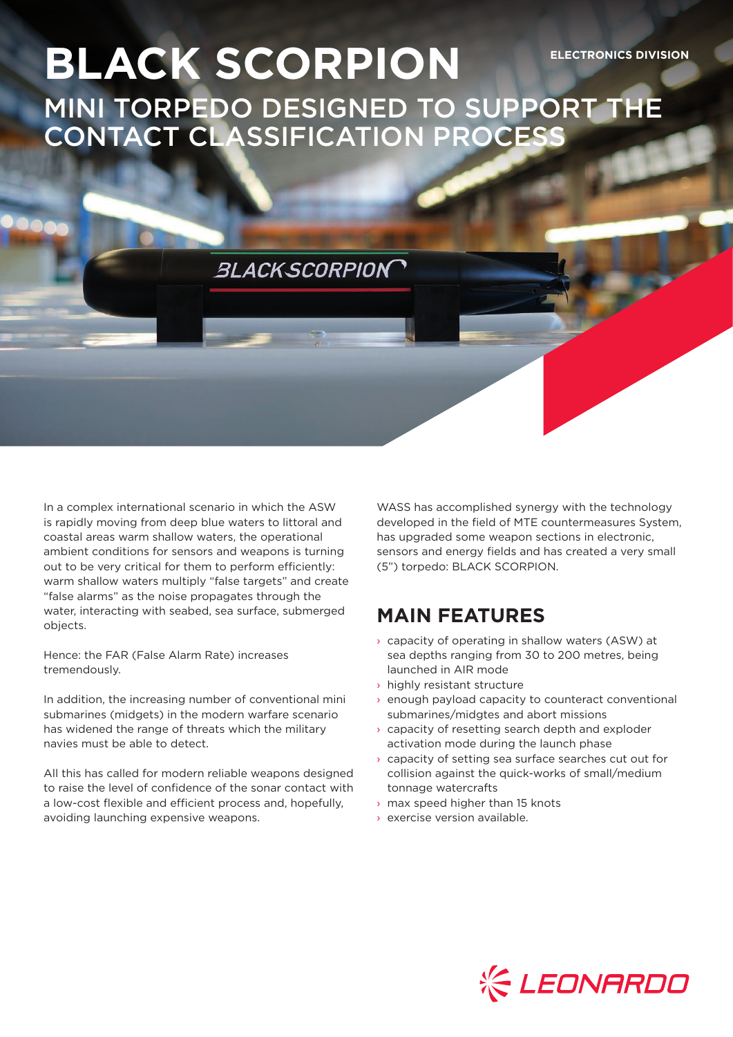ELECTRONICS DIVISION

# BLACK SCORPION

## MINI TORPEDO DESIGNED TO SUPPORT THE CONTACT CLASSIFICATION PROCESS

In a complex international scenario in which the ASW is rapidly moving from deep blue waters to littoral and coastal areas warm shallow waters, the operational ambient conditions for sensors and weapons is turning out to be very critical for them to perform efficiently: warm shallow waters multiply "false targets" and create "false alarms" as the noise propagates through the water, interacting with seabed, sea surface, submerged objects.

Hence: the FAR (False Alarm Rate) increases tremendously.

In addition, the increasing number of conventional mini submarines (midgets) in the modern warfare scenario has widened the range of threats which the military navies must be able to detect.

All this has called for modern reliable weapons designed to raise the level of confidence of the sonar contact with a low-cost flexible and efficient process and, hopefully, avoiding launching expensive weapons.

WASS has accomplished synergy with the technology developed in the field of MTE countermeasures System, has upgraded some weapon sections in electronic, sensors and energy fields and has created a very small (5") torpedo: BLACK SCORPION.

## MAIN FEATURES

- capacity of operating in shallow waters (ASW) at sea depths ranging from 30 to 200 metres, being launched in AIR mode
- highly resistant structure
- enough payload capacity to counteract conventional submarines/midgtes and abort missions
- capacity of resetting search depth and exploder activation mode during the launch phase
- capacity of setting sea surface searches cut out for collision against the quick-works of small/medium tonnage watercrafts
- max speed higher than 15 knots
- exercise version available.

LEONARDO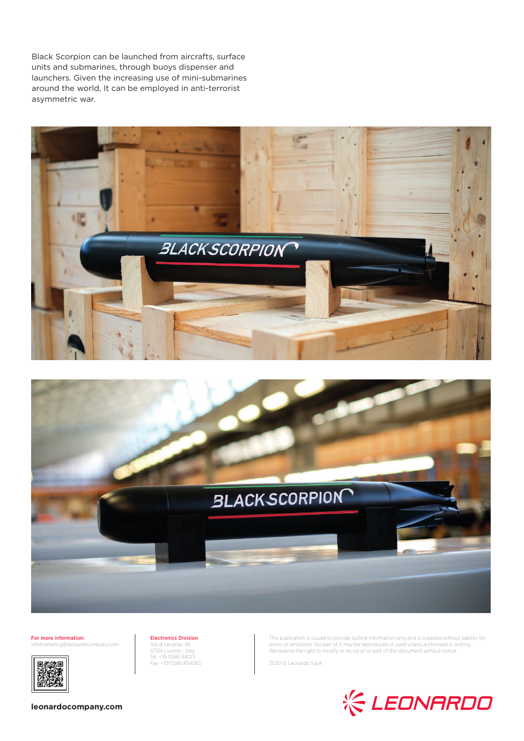Black Scorpion can be launched from aircrafts, surface units and submarines, through buoys dispenser and launchers. Given the increasing use of mini-submarines around the world, It can be employed in anti-terrorist asymmetric war.

**For more information:**
infomarketing@leonardocompany.com

**Electronics Division**
Via di Levante, 48
57124 Livorno - Italy
Tel. +39 0586 840111
Fax +39 0586 854060

This publication is issued to provide outline information only and is supplied without liability for errors or omissions. No part of it may be reproduced or used unless authorised in writing. We reserve the right to modify or revise all or part of this document without notice.

2020 © Leonardo S.p.A.

**leonardocompany.com**